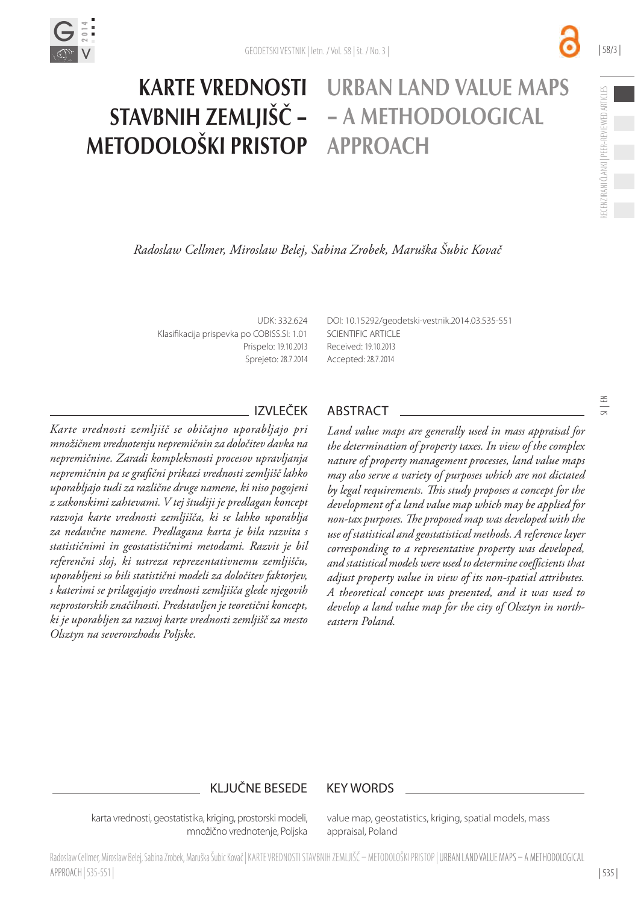# KARTE VREDNOSTI STAVBNIH ZEMLJIŠČ – METODOLOŠKI PRISTOP

# URBAN LAND VALUE MAPS – A METHODOLOGICAL APPROACH

*Radoslaw Cellmer, Miroslaw Belej, Sabina Zrobek, Maruška Šubic Kovač*

UDK: 332.624
Klasifikacija prispevka po COBISS.SI: 1.01
Prispelo: 19.10.2013
Sprejeto: 28.7.2014

DOI: 10.15292/geodetski-vestnik.2014.03.535-551
SCIENTIFIC ARTICLE
Received: 19.10.2013
Accepted: 28.7.2014

## IZVLEČEK

*Karte vrednosti zemljišč se običajno uporabljajo pri množičnem vrednotenju nepremičnin za določitev davka na nepremičnine. Zaradi kompleksnosti procesov upravljanja nepremičnin pa se grafični prikazi vrednosti zemljišč lahko uporabljajo tudi za različne druge namene, ki niso pogojeni z zakonskimi zahtevami. V tej študiji je predlagan koncept razvoja karte vrednosti zemljišča, ki se lahko uporablja za nedavčne namene. Predlagana karta je bila razvita s statističnimi in geostatističnimi metodami. Razvit je bil referenčni sloj, ki ustreza reprezentativnemu zemljišču, uporabljeni so bili statistični modeli za določitev faktorjev, s katerimi se prilagajajo vrednosti zemljišča glede njegovih neprostorskih značilnosti. Predstavljen je teoretični koncept, ki je uporabljen za razvoj karte vrednosti zemljišč za mesto Olsztyn na severovzhodu Poljske.*

## ABSTRACT

*Land value maps are generally used in mass appraisal for the determination of property taxes. In view of the complex nature of property management processes, land value maps may also serve a variety of purposes which are not dictated by legal requirements. This study proposes a concept for the development of a land value map which may be applied for non-tax purposes. The proposed map was developed with the use of statistical and geostatistical methods. A reference layer corresponding to a representative property was developed, and statistical models were used to determine coefficients that adjust property value in view of its non-spatial attributes. A theoretical concept was presented, and it was used to develop a land value map for the city of Olsztyn in north-eastern Poland.*

## KLJUČNE BESEDE

karta vrednosti, geostatistika, kriging, prostorski modeli, množično vrednotenje, Poljska

## KEY WORDS

value map, geostatistics, kriging, spatial models, mass appraisal, Poland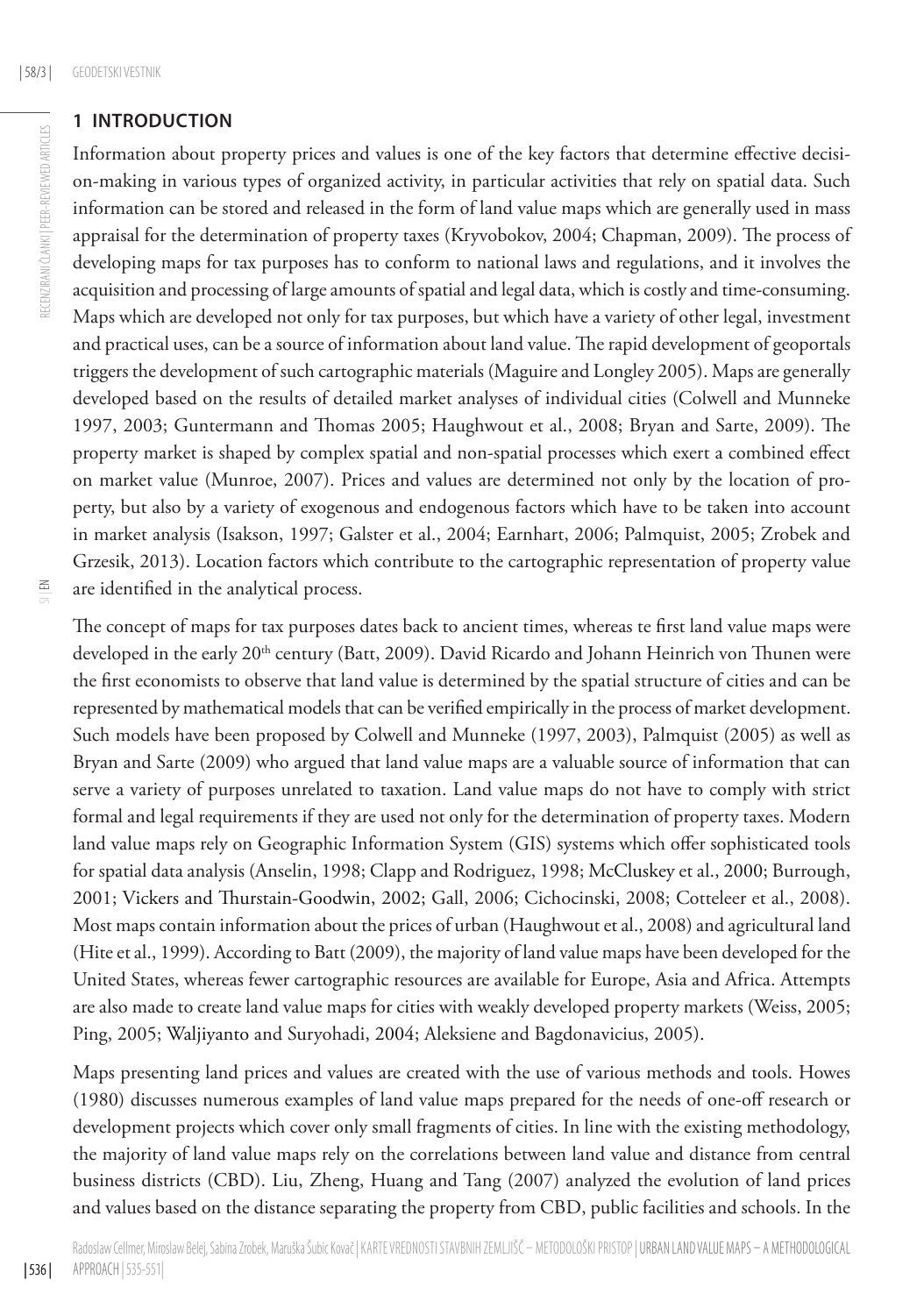## 1 INTRODUCTION

Information about property prices and values is one of the key factors that determine effective decision-making in various types of organized activity, in particular activities that rely on spatial data. Such information can be stored and released in the form of land value maps which are generally used in mass appraisal for the determination of property taxes (Kryvobokov, 2004; Chapman, 2009). The process of developing maps for tax purposes has to conform to national laws and regulations, and it involves the acquisition and processing of large amounts of spatial and legal data, which is costly and time-consuming. Maps which are developed not only for tax purposes, but which have a variety of other legal, investment and practical uses, can be a source of information about land value. The rapid development of geoportals triggers the development of such cartographic materials (Maguire and Longley 2005). Maps are generally developed based on the results of detailed market analyses of individual cities (Colwell and Munneke 1997, 2003; Guntermann and Thomas 2005; Haughwout et al., 2008; Bryan and Sarte, 2009). The property market is shaped by complex spatial and non-spatial processes which exert a combined effect on market value (Munroe, 2007). Prices and values are determined not only by the location of property, but also by a variety of exogenous and endogenous factors which have to be taken into account in market analysis (Isakson, 1997; Galster et al., 2004; Earnhart, 2006; Palmquist, 2005; Zrobek and Grzesik, 2013). Location factors which contribute to the cartographic representation of property value are identified in the analytical process.

The concept of maps for tax purposes dates back to ancient times, whereas te first land value maps were developed in the early 20th century (Batt, 2009). David Ricardo and Johann Heinrich von Thunen were the first economists to observe that land value is determined by the spatial structure of cities and can be represented by mathematical models that can be verified empirically in the process of market development. Such models have been proposed by Colwell and Munneke (1997, 2003), Palmquist (2005) as well as Bryan and Sarte (2009) who argued that land value maps are a valuable source of information that can serve a variety of purposes unrelated to taxation. Land value maps do not have to comply with strict formal and legal requirements if they are used not only for the determination of property taxes. Modern land value maps rely on Geographic Information System (GIS) systems which offer sophisticated tools for spatial data analysis (Anselin, 1998; Clapp and Rodriguez, 1998; McCluskey et al., 2000; Burrough, 2001; Vickers and Thurstain-Goodwin, 2002; Gall, 2006; Cichocinski, 2008; Cotteleer et al., 2008). Most maps contain information about the prices of urban (Haughwout et al., 2008) and agricultural land (Hite et al., 1999). According to Batt (2009), the majority of land value maps have been developed for the United States, whereas fewer cartographic resources are available for Europe, Asia and Africa. Attempts are also made to create land value maps for cities with weakly developed property markets (Weiss, 2005; Ping, 2005; Waljiyanto and Suryohadi, 2004; Aleksiene and Bagdonavicius, 2005).

Maps presenting land prices and values are created with the use of various methods and tools. Howes (1980) discusses numerous examples of land value maps prepared for the needs of one-off research or development projects which cover only small fragments of cities. In line with the existing methodology, the majority of land value maps rely on the correlations between land value and distance from central business districts (CBD). Liu, Zheng, Huang and Tang (2007) analyzed the evolution of land prices and values based on the distance separating the property from CBD, public facilities and schools. In the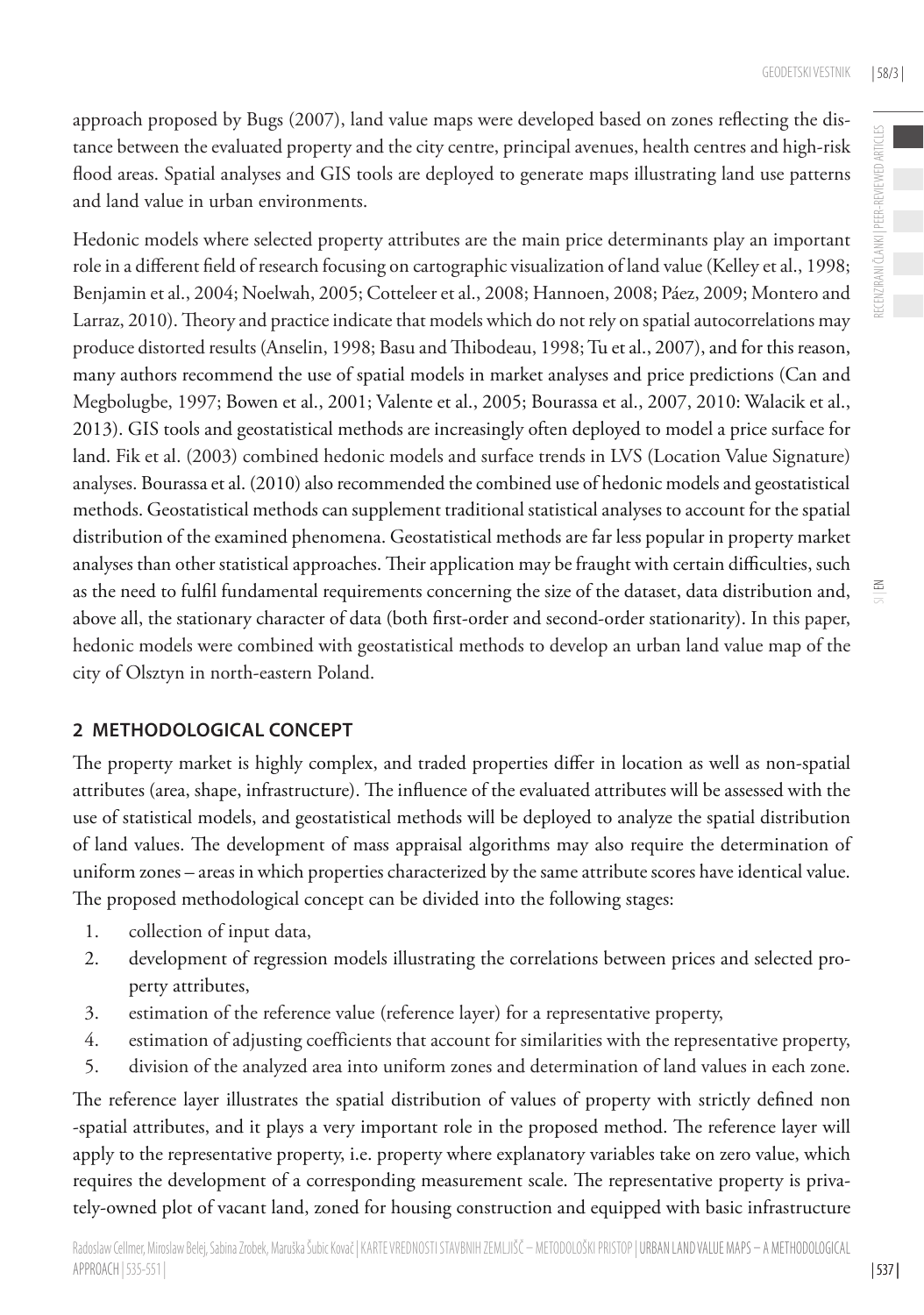approach proposed by Bugs (2007), land value maps were developed based on zones reflecting the distance between the evaluated property and the city centre, principal avenues, health centres and high-risk flood areas. Spatial analyses and GIS tools are deployed to generate maps illustrating land use patterns and land value in urban environments.

Hedonic models where selected property attributes are the main price determinants play an important role in a different field of research focusing on cartographic visualization of land value (Kelley et al., 1998; Benjamin et al., 2004; Noelwah, 2005; Cotteleer et al., 2008; Hannoen, 2008; Páez, 2009; Montero and Larraz, 2010). Theory and practice indicate that models which do not rely on spatial autocorrelations may produce distorted results (Anselin, 1998; Basu and Thibodeau, 1998; Tu et al., 2007), and for this reason, many authors recommend the use of spatial models in market analyses and price predictions (Can and Megbolugbe, 1997; Bowen et al., 2001; Valente et al., 2005; Bourassa et al., 2007, 2010: Walacik et al., 2013). GIS tools and geostatistical methods are increasingly often deployed to model a price surface for land. Fik et al. (2003) combined hedonic models and surface trends in LVS (Location Value Signature) analyses. Bourassa et al. (2010) also recommended the combined use of hedonic models and geostatistical methods. Geostatistical methods can supplement traditional statistical analyses to account for the spatial distribution of the examined phenomena. Geostatistical methods are far less popular in property market analyses than other statistical approaches. Their application may be fraught with certain difficulties, such as the need to fulfil fundamental requirements concerning the size of the dataset, data distribution and, above all, the stationary character of data (both first-order and second-order stationarity). In this paper, hedonic models were combined with geostatistical methods to develop an urban land value map of the city of Olsztyn in north-eastern Poland.

## 2 METHODOLOGICAL CONCEPT

The property market is highly complex, and traded properties differ in location as well as non-spatial attributes (area, shape, infrastructure). The influence of the evaluated attributes will be assessed with the use of statistical models, and geostatistical methods will be deployed to analyze the spatial distribution of land values. The development of mass appraisal algorithms may also require the determination of uniform zones – areas in which properties characterized by the same attribute scores have identical value. The proposed methodological concept can be divided into the following stages:

1. collection of input data,
2. development of regression models illustrating the correlations between prices and selected property attributes,
3. estimation of the reference value (reference layer) for a representative property,
4. estimation of adjusting coefficients that account for similarities with the representative property,
5. division of the analyzed area into uniform zones and determination of land values in each zone.

The reference layer illustrates the spatial distribution of values of property with strictly defined non-spatial attributes, and it plays a very important role in the proposed method. The reference layer will apply to the representative property, i.e. property where explanatory variables take on zero value, which requires the development of a corresponding measurement scale. The representative property is privately-owned plot of vacant land, zoned for housing construction and equipped with basic infrastructure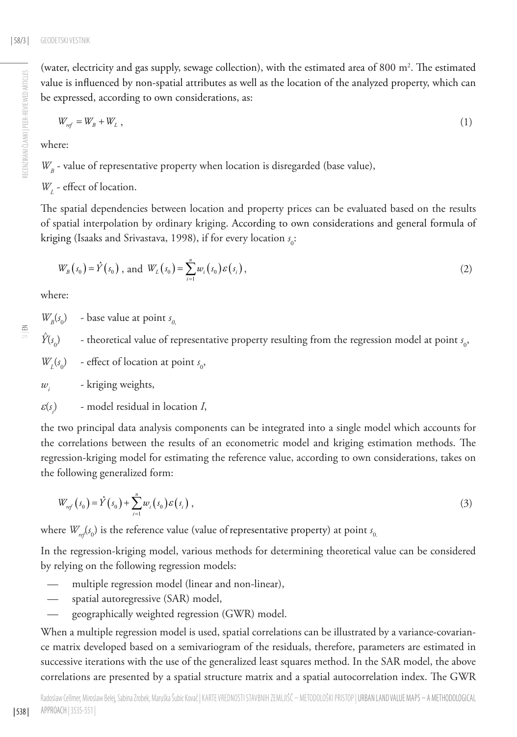(water, electricity and gas supply, sewage collection), with the estimated area of 800 m$^2$. The estimated value is influenced by non-spatial attributes as well as the location of the analyzed property, which can be expressed, according to own considerations, as:

$$W_{ref} = W_B + W_L \ , \tag{1}$$

where:

$W_B$ - value of representative property when location is disregarded (base value),

$W_L$ - effect of location.

The spatial dependencies between location and property prices can be evaluated based on the results of spatial interpolation by ordinary kriging. According to own considerations and general formula of kriging (Isaaks and Srivastava, 1998), if for every location $s_0$:

$$W_B(s_0) = \hat{Y}(s_0) \text{ , and } W_L(s_0) = \sum_{i=1}^{n} w_i(s_0)\varepsilon(s_i), \tag{2}$$

where:

$W_B(s_0)$ - base value at point $s_{0,}$

$\hat{Y}(s_0)$ - theoretical value of representative property resulting from the regression model at point $s_0$,

$W_L(s_0)$ - effect of location at point $s_0$,

$w_i$ - kriging weights,

$\varepsilon(s_i)$ - model residual in location *I*,

the two principal data analysis components can be integrated into a single model which accounts for the correlations between the results of an econometric model and kriging estimation methods. The regression-kriging model for estimating the reference value, according to own considerations, takes on the following generalized form:

$$W_{ref}(s_0) = \hat{Y}(s_0) + \sum_{i=1}^{n} w_i(s_0)\varepsilon(s_i) \ , \tag{3}$$

where $W_{ref}(s_0)$ is the reference value (value of representative property) at point $s_{0.}$

In the regression-kriging model, various methods for determining theoretical value can be considered by relying on the following regression models:

- multiple regression model (linear and non-linear),
- spatial autoregressive (SAR) model,
- geographically weighted regression (GWR) model.

When a multiple regression model is used, spatial correlations can be illustrated by a variance-covariance matrix developed based on a semivariogram of the residuals, therefore, parameters are estimated in successive iterations with the use of the generalized least squares method. In the SAR model, the above correlations are presented by a spatial structure matrix and a spatial autocorrelation index. The GWR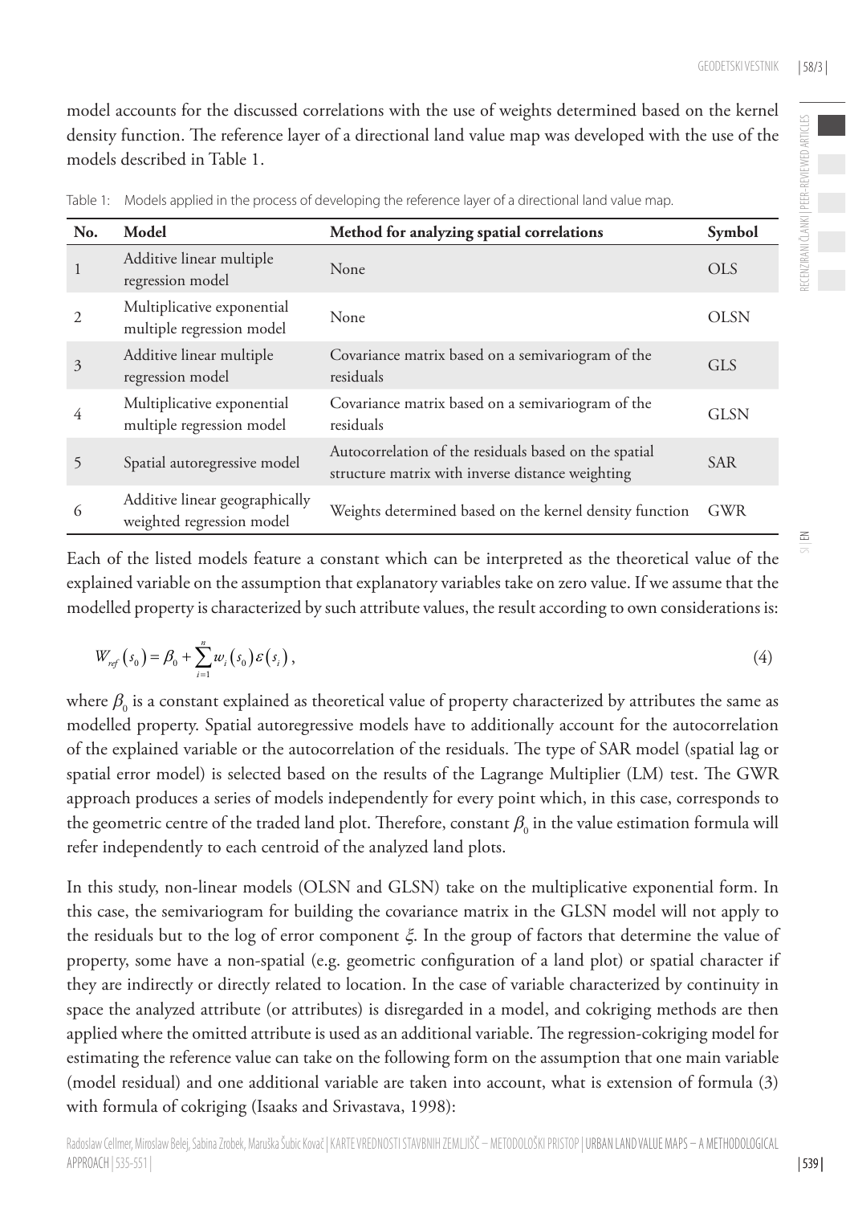model accounts for the discussed correlations with the use of weights determined based on the kernel density function. The reference layer of a directional land value map was developed with the use of the models described in Table 1.

Table 1: Models applied in the process of developing the reference layer of a directional land value map.

| No. | Model | Method for analyzing spatial correlations | Symbol |
|---|---|---|---|
| 1 | Additive linear multiple regression model | None | OLS |
| 2 | Multiplicative exponential multiple regression model | None | OLSN |
| 3 | Additive linear multiple regression model | Covariance matrix based on a semivariogram of the residuals | GLS |
| 4 | Multiplicative exponential multiple regression model | Covariance matrix based on a semivariogram of the residuals | GLSN |
| 5 | Spatial autoregressive model | Autocorrelation of the residuals based on the spatial structure matrix with inverse distance weighting | SAR |
| 6 | Additive linear geographically weighted regression model | Weights determined based on the kernel density function | GWR |

Each of the listed models feature a constant which can be interpreted as the theoretical value of the explained variable on the assumption that explanatory variables take on zero value. If we assume that the modelled property is characterized by such attribute values, the result according to own considerations is:

$$W_{ref}\left(s_0\right) = \beta_0 + \sum_{i=1}^{n} w_i\left(s_0\right)\varepsilon\left(s_i\right), \tag{4}$$

where $\beta_0$ is a constant explained as theoretical value of property characterized by attributes the same as modelled property. Spatial autoregressive models have to additionally account for the autocorrelation of the explained variable or the autocorrelation of the residuals. The type of SAR model (spatial lag or spatial error model) is selected based on the results of the Lagrange Multiplier (LM) test. The GWR approach produces a series of models independently for every point which, in this case, corresponds to the geometric centre of the traded land plot. Therefore, constant $\beta_0$ in the value estimation formula will refer independently to each centroid of the analyzed land plots.

In this study, non-linear models (OLSN and GLSN) take on the multiplicative exponential form. In this case, the semivariogram for building the covariance matrix in the GLSN model will not apply to the residuals but to the log of error component $\xi$. In the group of factors that determine the value of property, some have a non-spatial (e.g. geometric configuration of a land plot) or spatial character if they are indirectly or directly related to location. In the case of variable characterized by continuity in space the analyzed attribute (or attributes) is disregarded in a model, and cokriging methods are then applied where the omitted attribute is used as an additional variable. The regression-cokriging model for estimating the reference value can take on the following form on the assumption that one main variable (model residual) and one additional variable are taken into account, what is extension of formula (3) with formula of cokriging (Isaaks and Srivastava, 1998):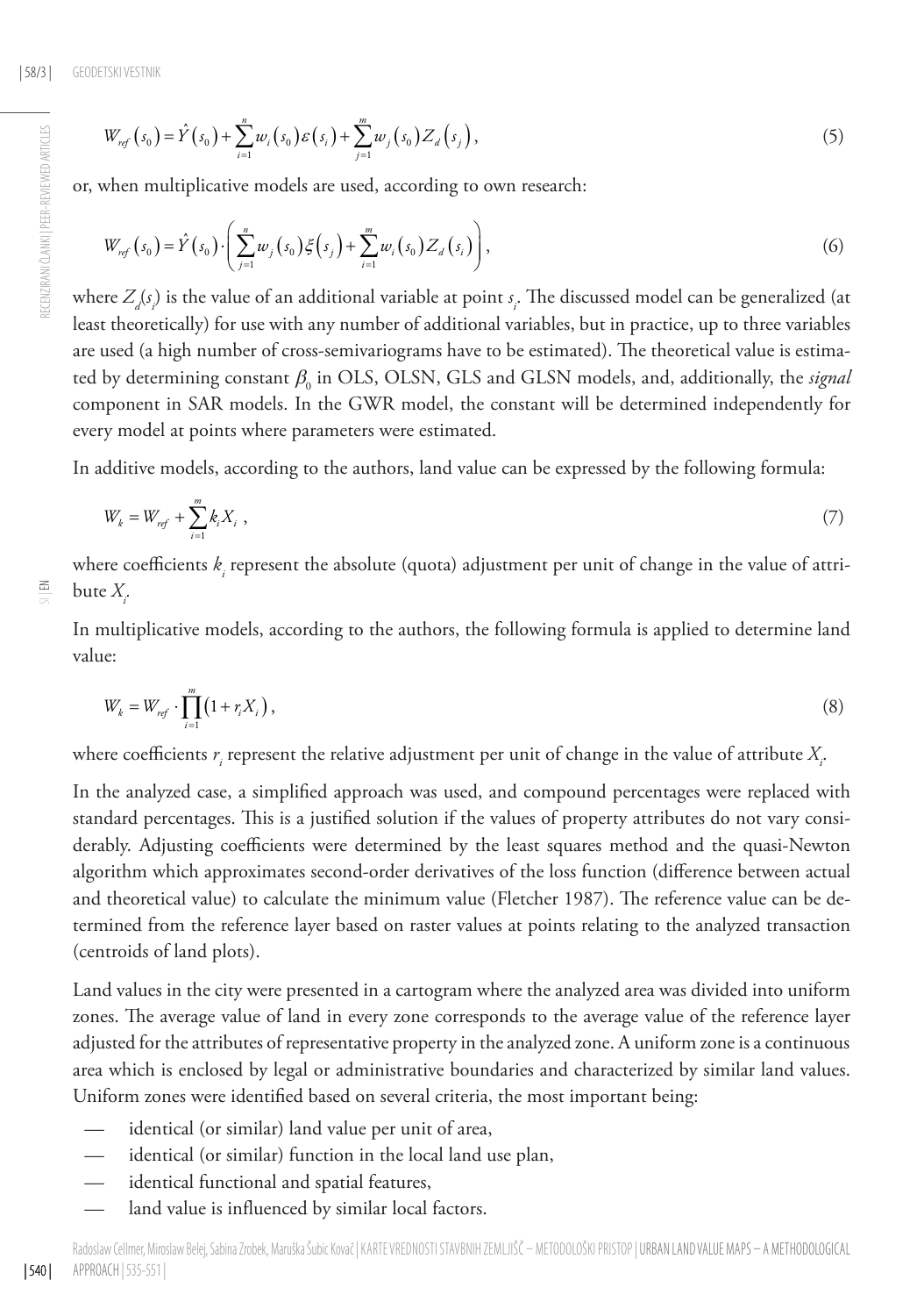$$W_{ref}(s_0) = \hat{Y}(s_0) + \sum_{i=1}^{n} w_i(s_0)\varepsilon(s_i) + \sum_{j=1}^{m} w_j(s_0) Z_d(s_j), \tag{5}$$

or, when multiplicative models are used, according to own research:

$$W_{ref}(s_0) = \hat{Y}(s_0) \cdot \left( \sum_{j=1}^{n} w_j(s_0)\xi(s_j) + \sum_{i=1}^{m} w_i(s_0) Z_d(s_i) \right), \tag{6}$$

where $Z_d(s_i)$ is the value of an additional variable at point $s_i$. The discussed model can be generalized (at least theoretically) for use with any number of additional variables, but in practice, up to three variables are used (a high number of cross-semivariograms have to be estimated). The theoretical value is estimated by determining constant $\beta_0$ in OLS, OLSN, GLS and GLSN models, and, additionally, the *signal* component in SAR models. In the GWR model, the constant will be determined independently for every model at points where parameters were estimated.

In additive models, according to the authors, land value can be expressed by the following formula:

$$W_k = W_{ref} + \sum_{i=1}^{m} k_i X_i \ , \tag{7}$$

where coefficients $k_i$ represent the absolute (quota) adjustment per unit of change in the value of attribute $X_i$.

In multiplicative models, according to the authors, the following formula is applied to determine land value:

$$W_k = W_{ref} \cdot \prod_{i=1}^{m} (1 + r_i X_i), \tag{8}$$

where coefficients $r_i$ represent the relative adjustment per unit of change in the value of attribute $X_i$.

In the analyzed case, a simplified approach was used, and compound percentages were replaced with standard percentages. This is a justified solution if the values of property attributes do not vary considerably. Adjusting coefficients were determined by the least squares method and the quasi-Newton algorithm which approximates second-order derivatives of the loss function (difference between actual and theoretical value) to calculate the minimum value (Fletcher 1987). The reference value can be determined from the reference layer based on raster values at points relating to the analyzed transaction (centroids of land plots).

Land values in the city were presented in a cartogram where the analyzed area was divided into uniform zones. The average value of land in every zone corresponds to the average value of the reference layer adjusted for the attributes of representative property in the analyzed zone. A uniform zone is a continuous area which is enclosed by legal or administrative boundaries and characterized by similar land values. Uniform zones were identified based on several criteria, the most important being:

- identical (or similar) land value per unit of area,
- identical (or similar) function in the local land use plan,
- identical functional and spatial features,
- land value is influenced by similar local factors.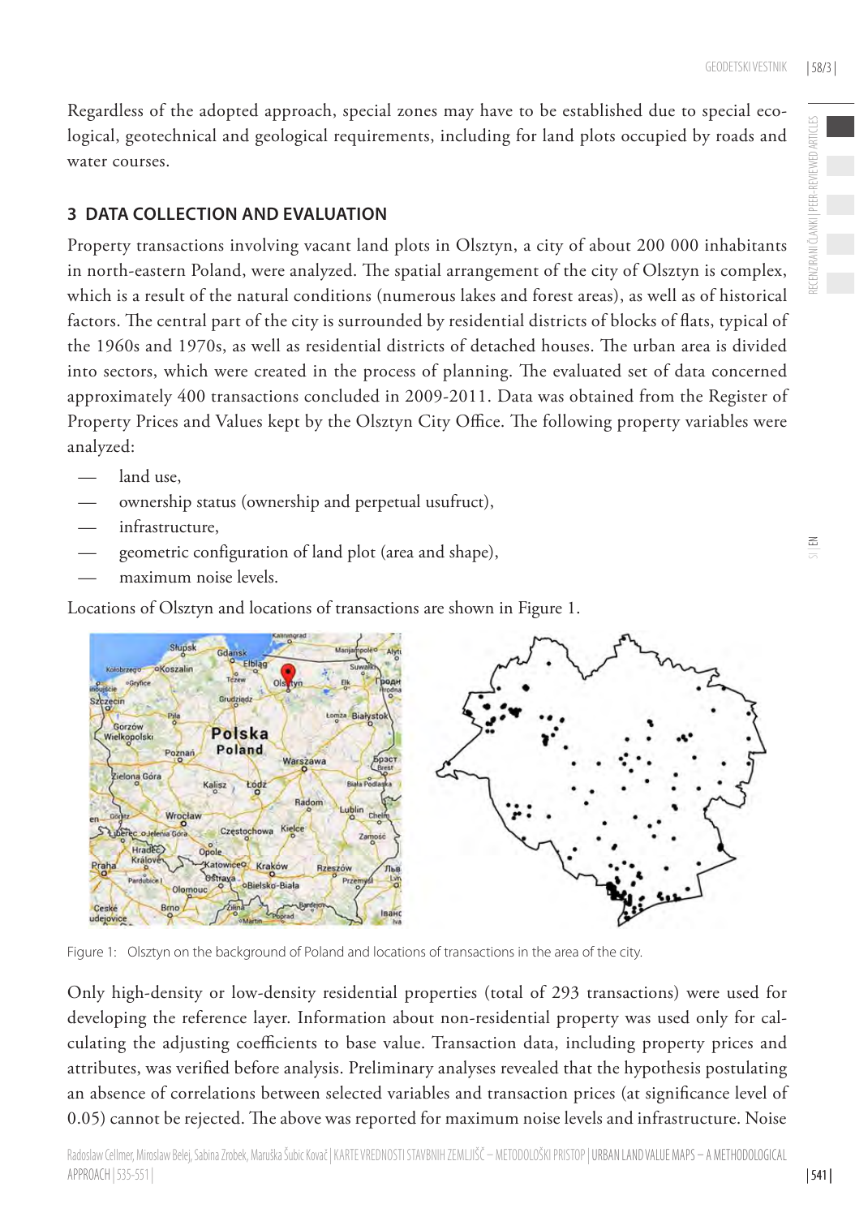Regardless of the adopted approach, special zones may have to be established due to special ecological, geotechnical and geological requirements, including for land plots occupied by roads and water courses.

## 3 DATA COLLECTION AND EVALUATION

Property transactions involving vacant land plots in Olsztyn, a city of about 200 000 inhabitants in north-eastern Poland, were analyzed. The spatial arrangement of the city of Olsztyn is complex, which is a result of the natural conditions (numerous lakes and forest areas), as well as of historical factors. The central part of the city is surrounded by residential districts of blocks of flats, typical of the 1960s and 1970s, as well as residential districts of detached houses. The urban area is divided into sectors, which were created in the process of planning. The evaluated set of data concerned approximately 400 transactions concluded in 2009-2011. Data was obtained from the Register of Property Prices and Values kept by the Olsztyn City Office. The following property variables were analyzed:

- land use,
- ownership status (ownership and perpetual usufruct),
- infrastructure,
- geometric configuration of land plot (area and shape),
- maximum noise levels.

Locations of Olsztyn and locations of transactions are shown in Figure 1.

Figure 1: Olsztyn on the background of Poland and locations of transactions in the area of the city.

Only high-density or low-density residential properties (total of 293 transactions) were used for developing the reference layer. Information about non-residential property was used only for calculating the adjusting coefficients to base value. Transaction data, including property prices and attributes, was verified before analysis. Preliminary analyses revealed that the hypothesis postulating an absence of correlations between selected variables and transaction prices (at significance level of 0.05) cannot be rejected. The above was reported for maximum noise levels and infrastructure. Noise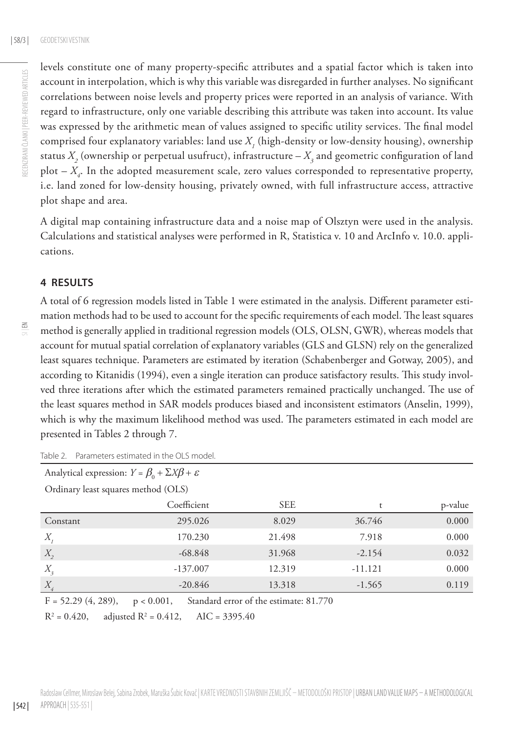levels constitute one of many property-specific attributes and a spatial factor which is taken into account in interpolation, which is why this variable was disregarded in further analyses. No significant correlations between noise levels and property prices were reported in an analysis of variance. With regard to infrastructure, only one variable describing this attribute was taken into account. Its value was expressed by the arithmetic mean of values assigned to specific utility services. The final model comprised four explanatory variables: land use $X_1$ (high-density or low-density housing), ownership status $X_2$ (ownership or perpetual usufruct), infrastructure – $X_3$ and geometric configuration of land plot – $X_4$. In the adopted measurement scale, zero values corresponded to representative property, i.e. land zoned for low-density housing, privately owned, with full infrastructure access, attractive plot shape and area.

A digital map containing infrastructure data and a noise map of Olsztyn were used in the analysis. Calculations and statistical analyses were performed in R, Statistica v. 10 and ArcInfo v. 10.0. applications.

## 4 RESULTS

A total of 6 regression models listed in Table 1 were estimated in the analysis. Different parameter estimation methods had to be used to account for the specific requirements of each model. The least squares method is generally applied in traditional regression models (OLS, OLSN, GWR), whereas models that account for mutual spatial correlation of explanatory variables (GLS and GLSN) rely on the generalized least squares technique. Parameters are estimated by iteration (Schabenberger and Gotway, 2005), and according to Kitanidis (1994), even a single iteration can produce satisfactory results. This study involved three iterations after which the estimated parameters remained practically unchanged. The use of the least squares method in SAR models produces biased and inconsistent estimators (Anselin, 1999), which is why the maximum likelihood method was used. The parameters estimated in each model are presented in Tables 2 through 7.

Table 2. Parameters estimated in the OLS model.

Analytical expression: $Y = \beta_0 + \Sigma X\beta + \varepsilon$

Ordinary least squares method (OLS)

| | Coefficient | SEE | t | p-value |
|---|---|---|---|---|
| Constant | 295.026 | 8.029 | 36.746 | 0.000 |
| $X_1$ | 170.230 | 21.498 | 7.918 | 0.000 |
| $X_2$ | -68.848 | 31.968 | -2.154 | 0.032 |
| $X_3$ | -137.007 | 12.319 | -11.121 | 0.000 |
| $X_4$ | -20.846 | 13.318 | -1.565 | 0.119 |

$F = 52.29$ (4, 289), $p < 0.001$, Standard error of the estimate: 81.770

$R^2 = 0.420$, adjusted $R^2 = 0.412$, AIC = 3395.40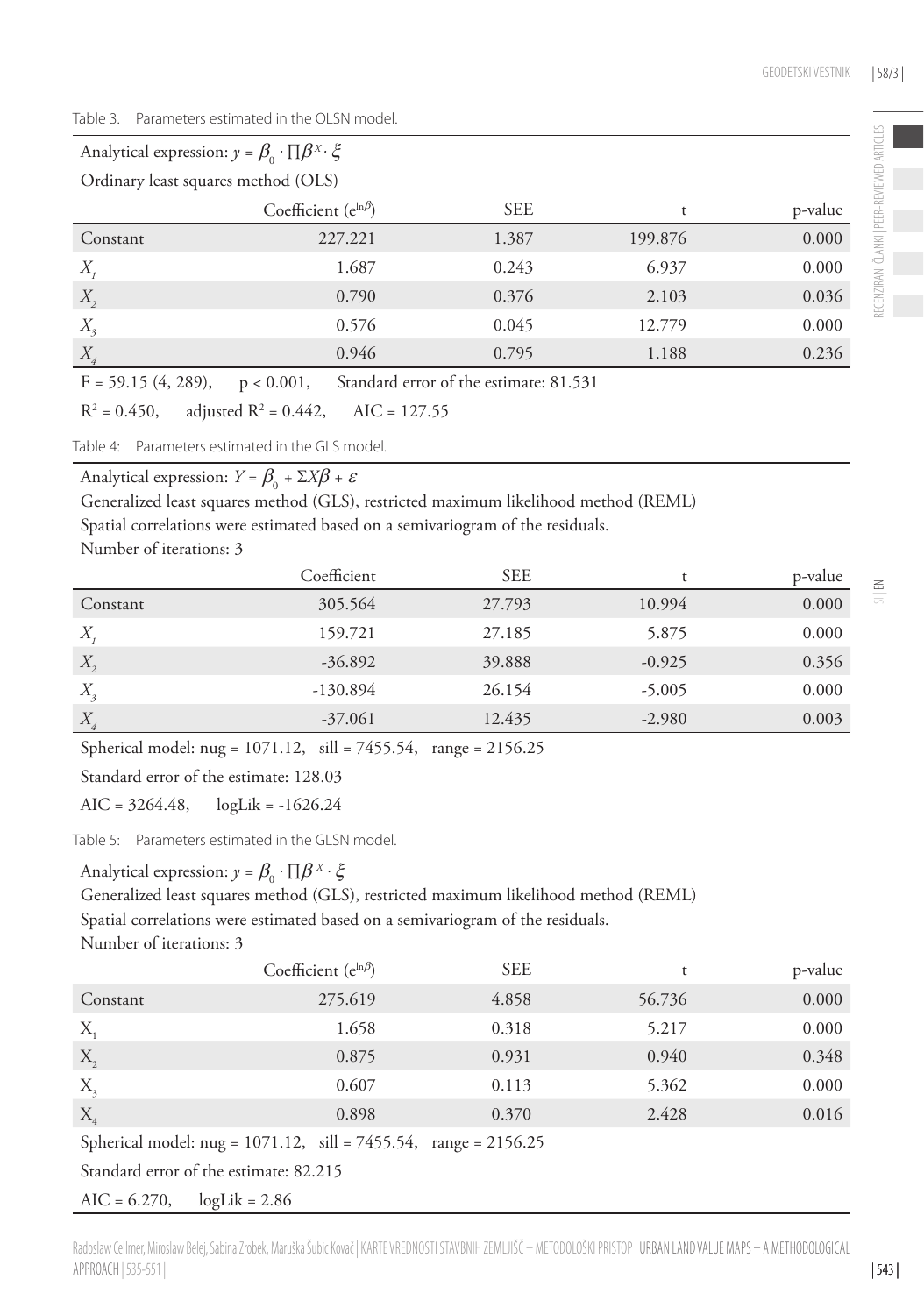Table 3. Parameters estimated in the OLSN model.

| Analytical expression: $y = \beta_0 \cdot \prod \beta^X \cdot \xi$ | | | | |
|---|---|---|---|---|
| Ordinary least squares method (OLS) | | | | |
| | Coefficient ($e^{\ln\beta}$) | SEE | t | p-value |
| Constant | 227.221 | 1.387 | 199.876 | 0.000 |
| $X_1$ | 1.687 | 0.243 | 6.937 | 0.000 |
| $X_2$ | 0.790 | 0.376 | 2.103 | 0.036 |
| $X_3$ | 0.576 | 0.045 | 12.779 | 0.000 |
| $X_4$ | 0.946 | 0.795 | 1.188 | 0.236 |

$F = 59.15\ (4, 289)$, $p < 0.001$, Standard error of the estimate: 81.531

$R^2 = 0.450$, adjusted $R^2 = 0.442$, AIC = 127.55

Table 4: Parameters estimated in the GLS model.

Analytical expression: $Y = \beta_0 + \Sigma X\beta + \varepsilon$

Generalized least squares method (GLS), restricted maximum likelihood method (REML)

Spatial correlations were estimated based on a semivariogram of the residuals.

Number of iterations: 3

| | Coefficient | SEE | t | p-value |
|---|---|---|---|---|
| Constant | 305.564 | 27.793 | 10.994 | 0.000 |
| $X_1$ | 159.721 | 27.185 | 5.875 | 0.000 |
| $X_2$ | -36.892 | 39.888 | -0.925 | 0.356 |
| $X_3$ | -130.894 | 26.154 | -5.005 | 0.000 |
| $X_4$ | -37.061 | 12.435 | -2.980 | 0.003 |

Spherical model: nug = 1071.12, sill = 7455.54, range = 2156.25

Standard error of the estimate: 128.03

AIC = 3264.48, logLik = -1626.24

Table 5: Parameters estimated in the GLSN model.

Analytical expression: $y = \beta_0 \cdot \prod \beta^X \cdot \xi$

Generalized least squares method (GLS), restricted maximum likelihood method (REML)

Spatial correlations were estimated based on a semivariogram of the residuals.

Number of iterations: 3

| | Coefficient ($e^{\ln\beta}$) | SEE | t | p-value |
|---|---|---|---|---|
| Constant | 275.619 | 4.858 | 56.736 | 0.000 |
| $X_1$ | 1.658 | 0.318 | 5.217 | 0.000 |
| $X_2$ | 0.875 | 0.931 | 0.940 | 0.348 |
| $X_3$ | 0.607 | 0.113 | 5.362 | 0.000 |
| $X_4$ | 0.898 | 0.370 | 2.428 | 0.016 |

Spherical model: nug = 1071.12, sill = 7455.54, range = 2156.25

Standard error of the estimate: 82.215

AIC = 6.270, logLik = 2.86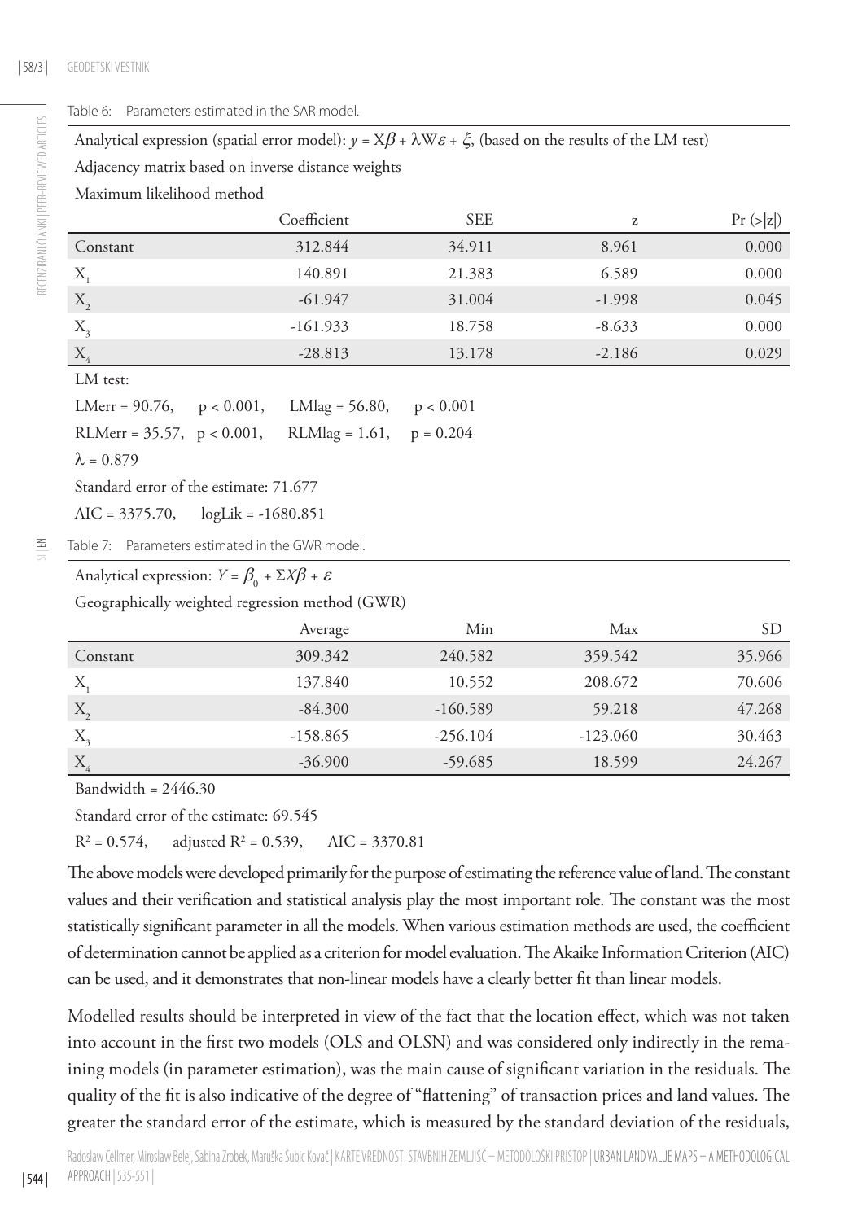Table 6: Parameters estimated in the SAR model.

Analytical expression (spatial error model): $y = X\beta + \lambda W\varepsilon + \xi$, (based on the results of the LM test)

Adjacency matrix based on inverse distance weights

Maximum likelihood method

| | Coefficient | SEE | z | Pr (>\|z\|) |
|---|---|---|---|---|
| Constant | 312.844 | 34.911 | 8.961 | 0.000 |
| $X_1$ | 140.891 | 21.383 | 6.589 | 0.000 |
| $X_2$ | -61.947 | 31.004 | -1.998 | 0.045 |
| $X_3$ | -161.933 | 18.758 | -8.633 | 0.000 |
| $X_4$ | -28.813 | 13.178 | -2.186 | 0.029 |

LM test:

LMerr = 90.76, $p < 0.001$, LMlag = 56.80, $p < 0.001$

RLMerr = 35.57, $p < 0.001$, RLMlag = 1.61, $p = 0.204$

$\lambda = 0.879$

Standard error of the estimate: 71.677

AIC = 3375.70, logLik = -1680.851

Table 7: Parameters estimated in the GWR model.

Analytical expression: $Y = \beta_0 + \Sigma X\beta + \varepsilon$

Geographically weighted regression method (GWR)

| | Average | Min | Max | SD |
|---|---|---|---|---|
| Constant | 309.342 | 240.582 | 359.542 | 35.966 |
| $X_1$ | 137.840 | 10.552 | 208.672 | 70.606 |
| $X_2$ | -84.300 | -160.589 | 59.218 | 47.268 |
| $X_3$ | -158.865 | -256.104 | -123.060 | 30.463 |
| $X_4$ | -36.900 | -59.685 | 18.599 | 24.267 |

Bandwidth = 2446.30

Standard error of the estimate: 69.545

$R^2 = 0.574$, adjusted $R^2 = 0.539$, AIC = 3370.81

The above models were developed primarily for the purpose of estimating the reference value of land. The constant values and their verification and statistical analysis play the most important role. The constant was the most statistically significant parameter in all the models. When various estimation methods are used, the coefficient of determination cannot be applied as a criterion for model evaluation. The Akaike Information Criterion (AIC) can be used, and it demonstrates that non-linear models have a clearly better fit than linear models.

Modelled results should be interpreted in view of the fact that the location effect, which was not taken into account in the first two models (OLS and OLSN) and was considered only indirectly in the remaining models (in parameter estimation), was the main cause of significant variation in the residuals. The quality of the fit is also indicative of the degree of "flattening" of transaction prices and land values. The greater the standard error of the estimate, which is measured by the standard deviation of the residuals,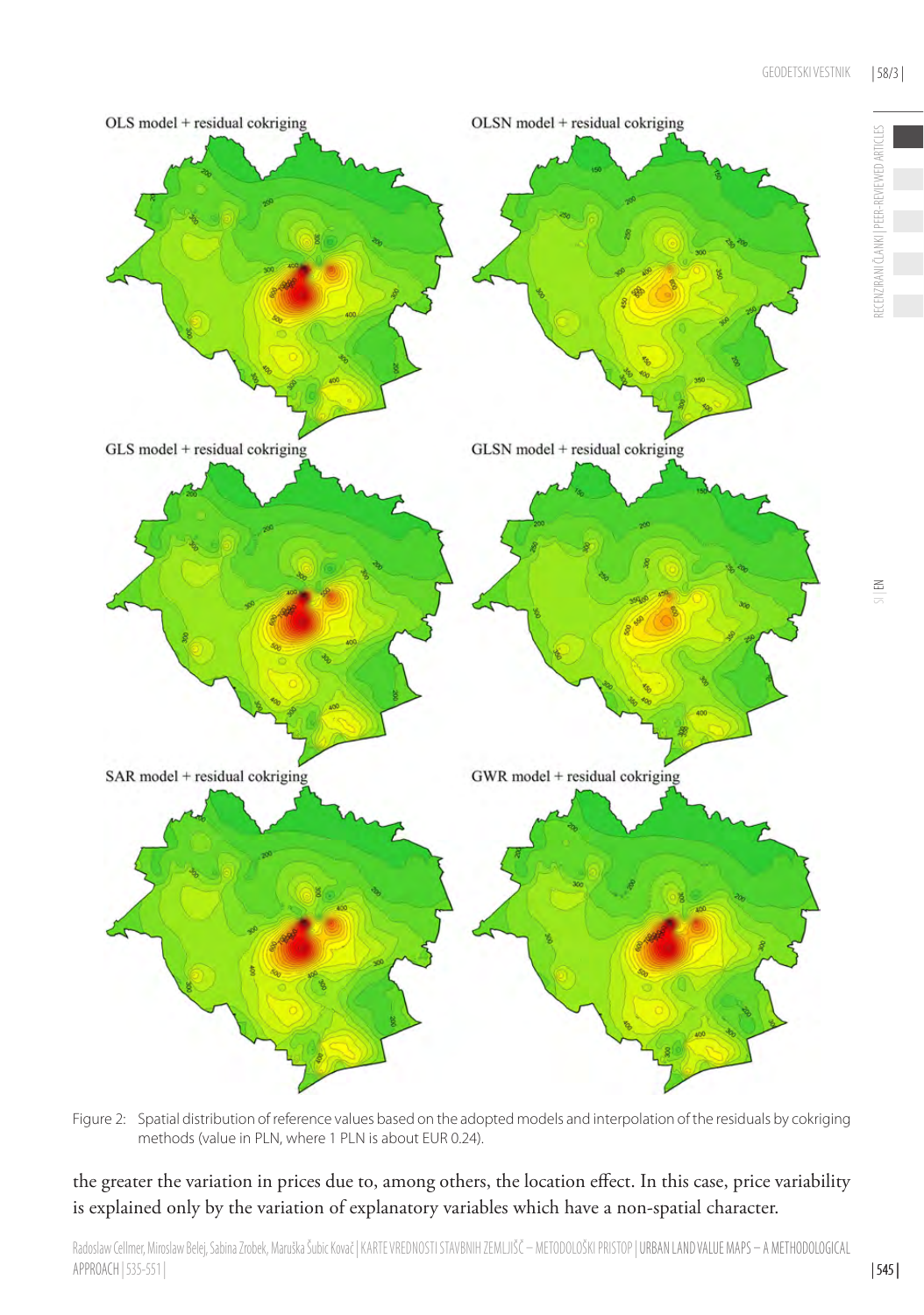Figure 2: Spatial distribution of reference values based on the adopted models and interpolation of the residuals by cokriging methods (value in PLN, where 1 PLN is about EUR 0.24).

the greater the variation in prices due to, among others, the location effect. In this case, price variability is explained only by the variation of explanatory variables which have a non-spatial character.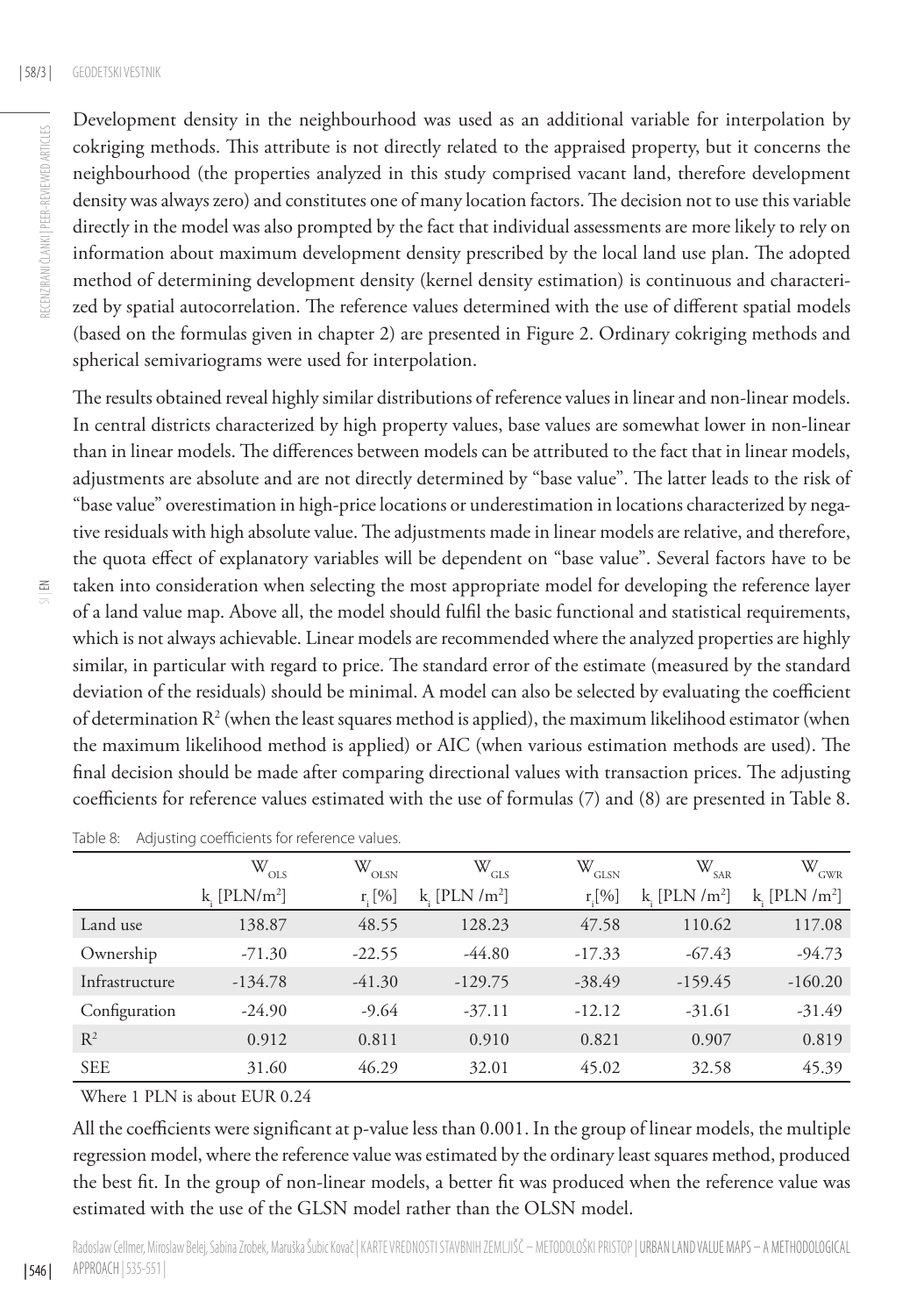Development density in the neighbourhood was used as an additional variable for interpolation by cokriging methods. This attribute is not directly related to the appraised property, but it concerns the neighbourhood (the properties analyzed in this study comprised vacant land, therefore development density was always zero) and constitutes one of many location factors. The decision not to use this variable directly in the model was also prompted by the fact that individual assessments are more likely to rely on information about maximum development density prescribed by the local land use plan. The adopted method of determining development density (kernel density estimation) is continuous and characterized by spatial autocorrelation. The reference values determined with the use of different spatial models (based on the formulas given in chapter 2) are presented in Figure 2. Ordinary cokriging methods and spherical semivariograms were used for interpolation.

The results obtained reveal highly similar distributions of reference values in linear and non-linear models. In central districts characterized by high property values, base values are somewhat lower in non-linear than in linear models. The differences between models can be attributed to the fact that in linear models, adjustments are absolute and are not directly determined by "base value". The latter leads to the risk of "base value" overestimation in high-price locations or underestimation in locations characterized by negative residuals with high absolute value. The adjustments made in linear models are relative, and therefore, the quota effect of explanatory variables will be dependent on "base value". Several factors have to be taken into consideration when selecting the most appropriate model for developing the reference layer of a land value map. Above all, the model should fulfil the basic functional and statistical requirements, which is not always achievable. Linear models are recommended where the analyzed properties are highly similar, in particular with regard to price. The standard error of the estimate (measured by the standard deviation of the residuals) should be minimal. A model can also be selected by evaluating the coefficient of determination $R^2$ (when the least squares method is applied), the maximum likelihood estimator (when the maximum likelihood method is applied) or AIC (when various estimation methods are used). The final decision should be made after comparing directional values with transaction prices. The adjusting coefficients for reference values estimated with the use of formulas (7) and (8) are presented in Table 8.

Table 8: Adjusting coefficients for reference values.

| | $W_{OLS}$ | $W_{OLSN}$ | $W_{GLS}$ | $W_{GLSN}$ | $W_{SAR}$ | $W_{GWR}$ |
|---|---|---|---|---|---|---|
| | $k_i$ [PLN/m$^2$] | $r_i$ [%] | $k_i$ [PLN/m$^2$] | $r_i$ [%] | $k_i$ [PLN/m$^2$] | $k_i$ [PLN/m$^2$] |
| Land use | 138.87 | 48.55 | 128.23 | 47.58 | 110.62 | 117.08 |
| Ownership | -71.30 | -22.55 | -44.80 | -17.33 | -67.43 | -94.73 |
| Infrastructure | -134.78 | -41.30 | -129.75 | -38.49 | -159.45 | -160.20 |
| Configuration | -24.90 | -9.64 | -37.11 | -12.12 | -31.61 | -31.49 |
| $R^2$ | 0.912 | 0.811 | 0.910 | 0.821 | 0.907 | 0.819 |
| SEE | 31.60 | 46.29 | 32.01 | 45.02 | 32.58 | 45.39 |

Where 1 PLN is about EUR 0.24

All the coefficients were significant at p-value less than 0.001. In the group of linear models, the multiple regression model, where the reference value was estimated by the ordinary least squares method, produced the best fit. In the group of non-linear models, a better fit was produced when the reference value was estimated with the use of the GLSN model rather than the OLSN model.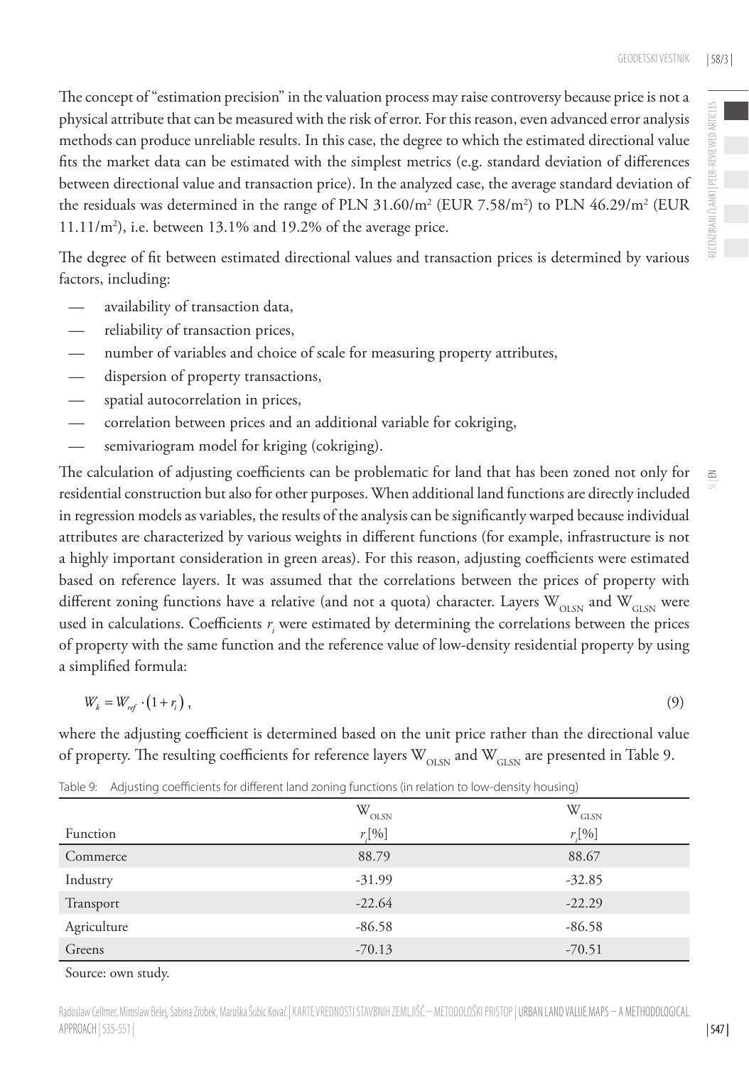The concept of "estimation precision" in the valuation process may raise controversy because price is not a physical attribute that can be measured with the risk of error. For this reason, even advanced error analysis methods can produce unreliable results. In this case, the degree to which the estimated directional value fits the market data can be estimated with the simplest metrics (e.g. standard deviation of differences between directional value and transaction price). In the analyzed case, the average standard deviation of the residuals was determined in the range of PLN 31.60/m$^2$ (EUR 7.58/m$^2$) to PLN 46.29/m$^2$ (EUR 11.11/m$^2$), i.e. between 13.1% and 19.2% of the average price.

The degree of fit between estimated directional values and transaction prices is determined by various factors, including:

- availability of transaction data,
- reliability of transaction prices,
- number of variables and choice of scale for measuring property attributes,
- dispersion of property transactions,
- spatial autocorrelation in prices,
- correlation between prices and an additional variable for cokriging,
- semivariogram model for kriging (cokriging).

The calculation of adjusting coefficients can be problematic for land that has been zoned not only for residential construction but also for other purposes. When additional land functions are directly included in regression models as variables, the results of the analysis can be significantly warped because individual attributes are characterized by various weights in different functions (for example, infrastructure is not a highly important consideration in green areas). For this reason, adjusting coefficients were estimated based on reference layers. It was assumed that the correlations between the prices of property with different zoning functions have a relative (and not a quota) character. Layers $W_{OLSN}$ and $W_{GLSN}$ were used in calculations. Coefficients $r_i$ were estimated by determining the correlations between the prices of property with the same function and the reference value of low-density residential property by using a simplified formula:

$$W_k = W_{ref} \cdot (1 + r_i)\,, \tag{9}$$

where the adjusting coefficient is determined based on the unit price rather than the directional value of property. The resulting coefficients for reference layers $W_{OLSN}$ and $W_{GLSN}$ are presented in Table 9.

Table 9: Adjusting coefficients for different land zoning functions (in relation to low-density housing)

| Function | $W_{OLSN}$ $r_i$[%] | $W_{GLSN}$ $r_i$[%] |
|---|---|---|
| Commerce | 88.79 | 88.67 |
| Industry | -31.99 | -32.85 |
| Transport | -22.64 | -22.29 |
| Agriculture | -86.58 | -86.58 |
| Greens | -70.13 | -70.51 |

Source: own study.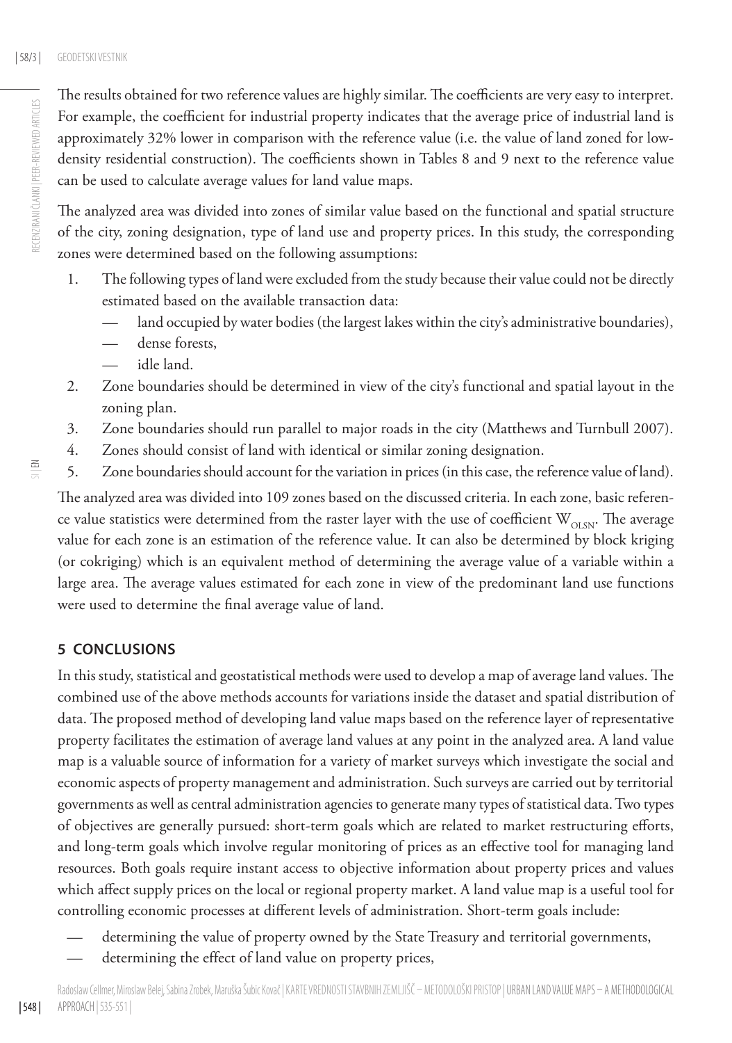The results obtained for two reference values are highly similar. The coefficients are very easy to interpret. For example, the coefficient for industrial property indicates that the average price of industrial land is approximately 32% lower in comparison with the reference value (i.e. the value of land zoned for low-density residential construction). The coefficients shown in Tables 8 and 9 next to the reference value can be used to calculate average values for land value maps.

The analyzed area was divided into zones of similar value based on the functional and spatial structure of the city, zoning designation, type of land use and property prices. In this study, the corresponding zones were determined based on the following assumptions:

1. The following types of land were excluded from the study because their value could not be directly estimated based on the available transaction data:
   - land occupied by water bodies (the largest lakes within the city's administrative boundaries),
   - dense forests,
   - idle land.
2. Zone boundaries should be determined in view of the city's functional and spatial layout in the zoning plan.
3. Zone boundaries should run parallel to major roads in the city (Matthews and Turnbull 2007).
4. Zones should consist of land with identical or similar zoning designation.
5. Zone boundaries should account for the variation in prices (in this case, the reference value of land).

The analyzed area was divided into 109 zones based on the discussed criteria. In each zone, basic reference value statistics were determined from the raster layer with the use of coefficient $W_{OLSN}$. The average value for each zone is an estimation of the reference value. It can also be determined by block kriging (or cokriging) which is an equivalent method of determining the average value of a variable within a large area. The average values estimated for each zone in view of the predominant land use functions were used to determine the final average value of land.

## 5 CONCLUSIONS

In this study, statistical and geostatistical methods were used to develop a map of average land values. The combined use of the above methods accounts for variations inside the dataset and spatial distribution of data. The proposed method of developing land value maps based on the reference layer of representative property facilitates the estimation of average land values at any point in the analyzed area. A land value map is a valuable source of information for a variety of market surveys which investigate the social and economic aspects of property management and administration. Such surveys are carried out by territorial governments as well as central administration agencies to generate many types of statistical data. Two types of objectives are generally pursued: short-term goals which are related to market restructuring efforts, and long-term goals which involve regular monitoring of prices as an effective tool for managing land resources. Both goals require instant access to objective information about property prices and values which affect supply prices on the local or regional property market. A land value map is a useful tool for controlling economic processes at different levels of administration. Short-term goals include:

- determining the value of property owned by the State Treasury and territorial governments,
- determining the effect of land value on property prices,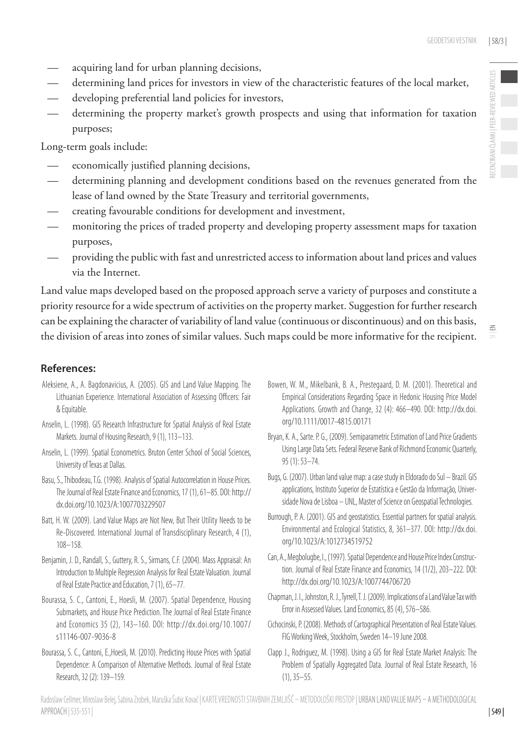- acquiring land for urban planning decisions,
- determining land prices for investors in view of the characteristic features of the local market,
- developing preferential land policies for investors,
- determining the property market's growth prospects and using that information for taxation purposes;

Long-term goals include:

- economically justified planning decisions,
- determining planning and development conditions based on the revenues generated from the lease of land owned by the State Treasury and territorial governments,
- creating favourable conditions for development and investment,
- monitoring the prices of traded property and developing property assessment maps for taxation purposes,
- providing the public with fast and unrestricted access to information about land prices and values via the Internet.

Land value maps developed based on the proposed approach serve a variety of purposes and constitute a priority resource for a wide spectrum of activities on the property market. Suggestion for further research can be explaining the character of variability of land value (continuous or discontinuous) and on this basis, the division of areas into zones of similar values. Such maps could be more informative for the recipient.

## References:

Aleksiene, A., A. Bagdonavicius, A. (2005). GIS and Land Value Mapping. The Lithuanian Experience. International Association of Assessing Officers: Fair & Equitable.

Anselin, L. (1998). GIS Research Infrastructure for Spatial Analysis of Real Estate Markets. Journal of Housing Research, 9 (1), 113–133.

Anselin, L. (1999). Spatial Econometrics. Bruton Center School of Social Sciences, University of Texas at Dallas.

Basu, S., Thibodeau, T.G. (1998). Analysis of Spatial Autocorrelation in House Prices. The Journal of Real Estate Finance and Economics, 17 (1), 61–85. DOI: http://dx.doi.org/10.1023/A:1007703229507

Batt, H. W. (2009). Land Value Maps are Not New, But Their Utility Needs to be Re-Discovered. International Journal of Transdisciplinary Research, 4 (1), 108–158.

Benjamin, J. D., Randall, S., Guttery, R. S., Sirmans, C.F. (2004). Mass Appraisal: An Introduction to Multiple Regression Analysis for Real Estate Valuation. Journal of Real Estate Practice and Education, 7 (1), 65–77.

Bourassa, S. C., Cantoni, E., Hoesli, M. (2007). Spatial Dependence, Housing Submarkets, and House Price Prediction. The Journal of Real Estate Finance and Economics 35 (2), 143–160. DOI: http://dx.doi.org/10.1007/s11146-007-9036-8

Bourassa, S. C., Cantoni, E.,Hoesli, M. (2010). Predicting House Prices with Spatial Dependence: A Comparison of Alternative Methods. Journal of Real Estate Research, 32 (2): 139–159.

Bowen, W. M., Mikelbank, B. A., Prestegaard, D. M. (2001). Theoretical and Empirical Considerations Regarding Space in Hedonic Housing Price Model Applications. Growth and Change, 32 (4): 466–490. DOI: http://dx.doi.org/10.1111/0017-4815.00171

Bryan, K. A., Sarte. P. G., (2009). Semiparametric Estimation of Land Price Gradients Using Large Data Sets. Federal Reserve Bank of Richmond Economic Quarterly, 95 (1): 53–74.

Bugs, G. (2007). Urban land value map: a case study in Eldorado do Sul – Brazil. GIS applications, Instituto Superior de Estatística e Gestão da Informação, Universidade Nova de Lisboa – UNL, Master of Science on Geospatial Technologies.

Burrough, P. A. (2001). GIS and geostatistics. Essential partners for spatial analysis. Environmental and Ecological Statistics, 8, 361–377. DOI: http://dx.doi.org/10.1023/A:1012734519752

Can, A., Megbolugbe, I., (1997). Spatial Dependence and House Price Index Construction. Journal of Real Estate Finance and Economics, 14 (1/2), 203–222. DOI: http://dx.doi.org/10.1023/A:1007744706720

Chapman, J. I., Johnston, R. J., Tyrrell, T. J. (2009). Implications of a Land Value Tax with Error in Assessed Values. Land Economics, 85 (4), 576–586.

Cichocinski, P. (2008). Methods of Cartographical Presentation of Real Estate Values. FIG Working Week, Stockholm, Sweden 14–19 June 2008.

Clapp J., Rodriguez, M. (1998). Using a GIS for Real Estate Market Analysis: The Problem of Spatially Aggregated Data. Journal of Real Estate Research, 16 (1), 35–55.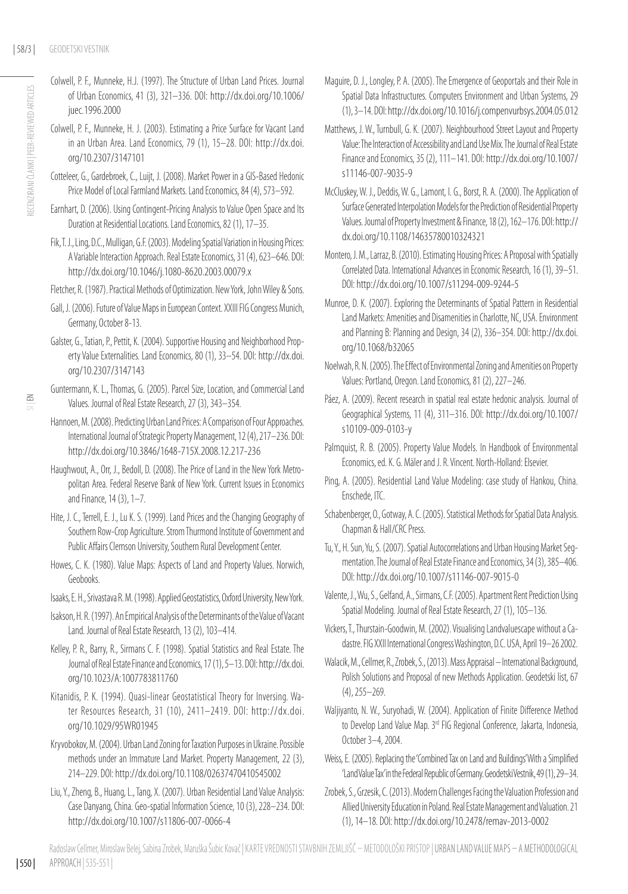Colwell, P. F., Munneke, H.J. (1997). The Structure of Urban Land Prices. Journal of Urban Economics, 41 (3), 321–336. DOI: http://dx.doi.org/10.1006/juec.1996.2000

Colwell, P. F., Munneke, H. J. (2003). Estimating a Price Surface for Vacant Land in an Urban Area. Land Economics, 79 (1), 15–28. DOI: http://dx.doi.org/10.2307/3147101

Cotteleer, G., Gardebroek, C., Luijt, J. (2008). Market Power in a GIS-Based Hedonic Price Model of Local Farmland Markets. Land Economics, 84 (4), 573–592.

Earnhart, D. (2006). Using Contingent-Pricing Analysis to Value Open Space and Its Duration at Residential Locations. Land Economics, 82 (1), 17–35.

Fik, T. J., Ling, D.C., Mulligan, G.F. (2003). Modeling Spatial Variation in Housing Prices: A Variable Interaction Approach. Real Estate Economics, 31 (4), 623–646. DOI: http://dx.doi.org/10.1046/j.1080-8620.2003.00079.x

Fletcher, R. (1987). Practical Methods of Optimization. New York, John Wiley & Sons.

Gall, J. (2006). Future of Value Maps in European Context. XXIII FIG Congress Munich, Germany, October 8-13.

Galster, G., Tatian, P., Pettit, K. (2004). Supportive Housing and Neighborhood Property Value Externalities. Land Economics, 80 (1), 33–54. DOI: http://dx.doi.org/10.2307/3147143

Guntermann, K. L., Thomas, G. (2005). Parcel Size, Location, and Commercial Land Values. Journal of Real Estate Research, 27 (3), 343–354.

Hannoen, M. (2008). Predicting Urban Land Prices: A Comparison of Four Approaches. International Journal of Strategic Property Management, 12 (4), 217–236. DOI: http://dx.doi.org/10.3846/1648-715X.2008.12.217-236

Haughwout, A., Orr, J., Bedoll, D. (2008). The Price of Land in the New York Metropolitan Area. Federal Reserve Bank of New York. Current Issues in Economics and Finance, 14 (3), 1–7.

Hite, J. C., Terrell, E. J., Lu K. S. (1999). Land Prices and the Changing Geography of Southern Row-Crop Agriculture. Strom Thurmond Institute of Government and Public Affairs Clemson University, Southern Rural Development Center.

Howes, C. K. (1980). Value Maps: Aspects of Land and Property Values. Norwich, Geobooks.

Isaaks, E. H., Srivastava R. M. (1998). Applied Geostatistics, Oxford University, New York.

Isakson, H. R. (1997). An Empirical Analysis of the Determinants of the Value of Vacant Land. Journal of Real Estate Research, 13 (2), 103–414.

Kelley, P. R., Barry, R., Sirmans C. F. (1998). Spatial Statistics and Real Estate. The Journal of Real Estate Finance and Economics, 17 (1), 5–13. DOI: http://dx.doi.org/10.1023/A:1007783811760

Kitanidis, P. K. (1994). Quasi-linear Geostatistical Theory for Inversing. Water Resources Research, 31 (10), 2411–2419. DOI: http://dx.doi.org/10.1029/95WR01945

Kryvobokov, M. (2004). Urban Land Zoning for Taxation Purposes in Ukraine. Possible methods under an Immature Land Market. Property Management, 22 (3), 214–229. DOI: http://dx.doi.org/10.1108/02637470410545002

Liu, Y., Zheng, B., Huang, L., Tang, X. (2007). Urban Residential Land Value Analysis: Case Danyang, China. Geo-spatial Information Science, 10 (3), 228–234. DOI: http://dx.doi.org/10.1007/s11806-007-0066-4

Maguire, D. J., Longley, P. A. (2005). The Emergence of Geoportals and their Role in Spatial Data Infrastructures. Computers Environment and Urban Systems, 29 (1), 3–14. DOI: http://dx.doi.org/10.1016/j.compenvurbsys.2004.05.012

Matthews, J. W., Turnbull, G. K. (2007). Neighbourhood Street Layout and Property Value: The Interaction of Accessibility and Land Use Mix. The Journal of Real Estate Finance and Economics, 35 (2), 111–141. DOI: http://dx.doi.org/10.1007/s11146-007-9035-9

McCluskey, W. J., Deddis, W. G., Lamont, I. G., Borst, R. A. (2000). The Application of Surface Generated Interpolation Models for the Prediction of Residential Property Values. Journal of Property Investment & Finance, 18 (2), 162–176. DOI: http://dx.doi.org/10.1108/14635780010324321

Montero, J. M., Larraz, B. (2010). Estimating Housing Prices: A Proposal with Spatially Correlated Data. International Advances in Economic Research, 16 (1), 39–51. DOI: http://dx.doi.org/10.1007/s11294-009-9244-5

Munroe, D. K. (2007). Exploring the Determinants of Spatial Pattern in Residential Land Markets: Amenities and Disamenities in Charlotte, NC, USA. Environment and Planning B: Planning and Design, 34 (2), 336–354. DOI: http://dx.doi.org/10.1068/b32065

Noelwah, R. N. (2005). The Effect of Environmental Zoning and Amenities on Property Values: Portland, Oregon. Land Economics, 81 (2), 227–246.

Páez, A. (2009). Recent research in spatial real estate hedonic analysis. Journal of Geographical Systems, 11 (4), 311–316. DOI: http://dx.doi.org/10.1007/s10109-009-0103-y

Palmquist, R. B. (2005). Property Value Models. In Handbook of Environmental Economics, ed. K. G. Mäler and J. R. Vincent. North-Holland: Elsevier.

Ping, A. (2005). Residential Land Value Modeling: case study of Hankou, China. Enschede, ITC.

Schabenberger, O., Gotway, A. C. (2005). Statistical Methods for Spatial Data Analysis. Chapman & Hall/CRC Press.

Tu, Y., H. Sun, Yu, S. (2007). Spatial Autocorrelations and Urban Housing Market Segmentation. The Journal of Real Estate Finance and Economics, 34 (3), 385–406. DOI: http://dx.doi.org/10.1007/s11146-007-9015-0

Valente, J., Wu, S., Gelfand, A., Sirmans, C.F. (2005). Apartment Rent Prediction Using Spatial Modeling. Journal of Real Estate Research, 27 (1), 105–136.

Vickers, T., Thurstain-Goodwin, M. (2002). Visualising Landvaluescape without a Cadastre. FIG XXII International Congress Washington, D.C. USA, April 19–26 2002.

Walacik, M., Cellmer, R., Zrobek, S., (2013). Mass Appraisal – International Background, Polish Solutions and Proposal of new Methods Application. Geodetski list, 67 (4), 255–269.

Waljiyanto, N. W., Suryohadi, W. (2004). Application of Finite Difference Method to Develop Land Value Map. 3rd FIG Regional Conference, Jakarta, Indonesia, October 3–4, 2004.

Weiss, E. (2005). Replacing the 'Combined Tax on Land and Buildings' With a Simplified 'Land Value Tax' in the Federal Republic of Germany. Geodetski Vestnik, 49 (1), 29–34.

Zrobek, S., Grzesik, C. (2013). Modern Challenges Facing the Valuation Profession and Allied University Education in Poland. Real Estate Management and Valuation. 21 (1), 14–18. DOI: http://dx.doi.org/10.2478/remav-2013-0002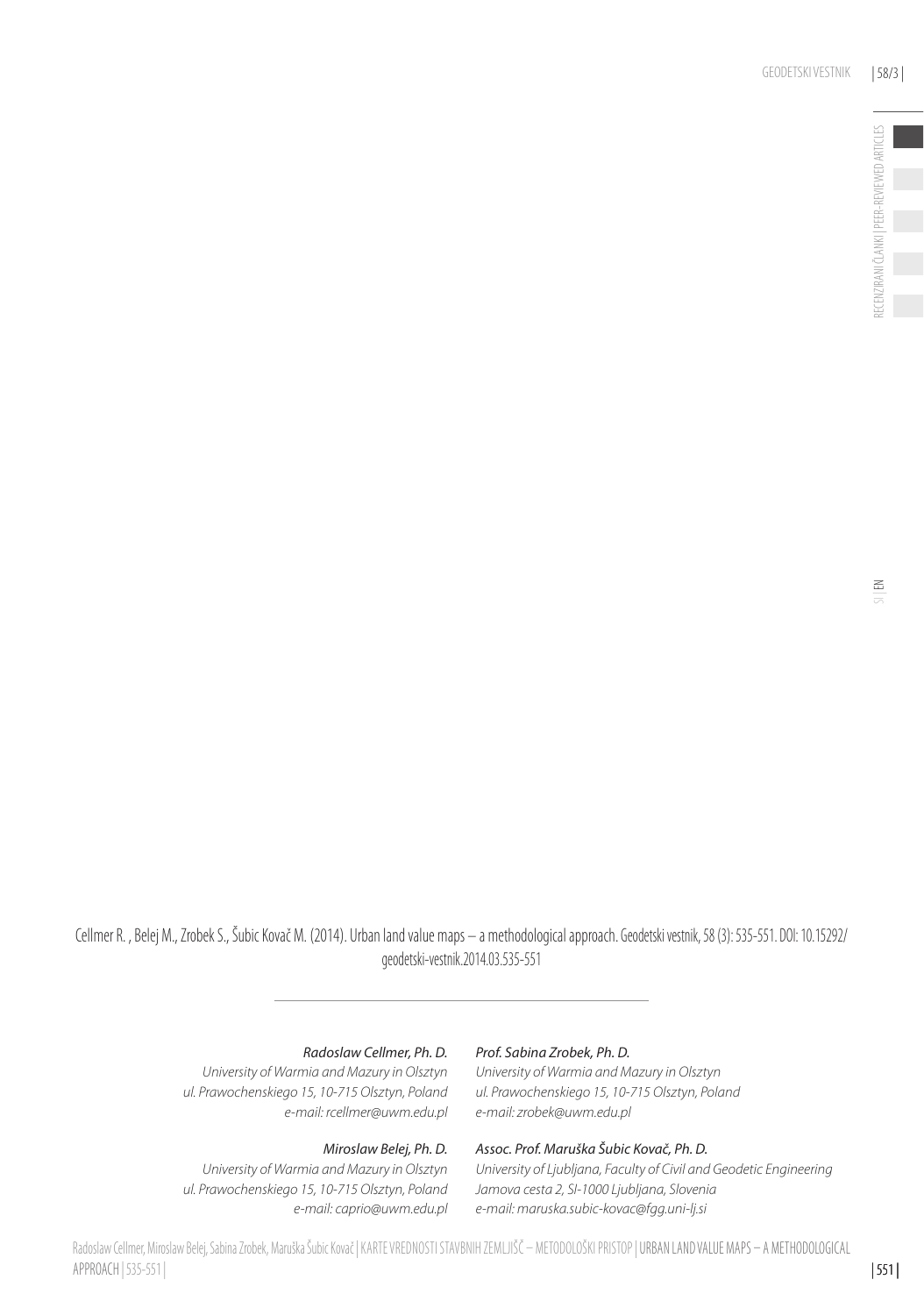Cellmer R. , Belej M., Zrobek S., Šubic Kovač M. (2014). Urban land value maps – a methodological approach. Geodetski vestnik, 58 (3): 535-551. DOI: 10.15292/geodetski-vestnik.2014.03.535-551

---

*Radoslaw Cellmer, Ph. D.*
*University of Warmia and Mazury in Olsztyn*
*ul. Prawochenskiego 15, 10-715 Olsztyn, Poland*
*e-mail: rcellmer@uwm.edu.pl*

*Miroslaw Belej, Ph. D.*
*University of Warmia and Mazury in Olsztyn*
*ul. Prawochenskiego 15, 10-715 Olsztyn, Poland*
*e-mail: caprio@uwm.edu.pl*

*Prof. Sabina Zrobek, Ph. D.*
*University of Warmia and Mazury in Olsztyn*
*ul. Prawochenskiego 15, 10-715 Olsztyn, Poland*
*e-mail: zrobek@uwm.edu.pl*

*Assoc. Prof. Maruška Šubic Kovač, Ph. D.*
*University of Ljubljana, Faculty of Civil and Geodetic Engineering*
*Jamova cesta 2, SI-1000 Ljubljana, Slovenia*
*e-mail: maruska.subic-kovac@fgg.uni-lj.si*